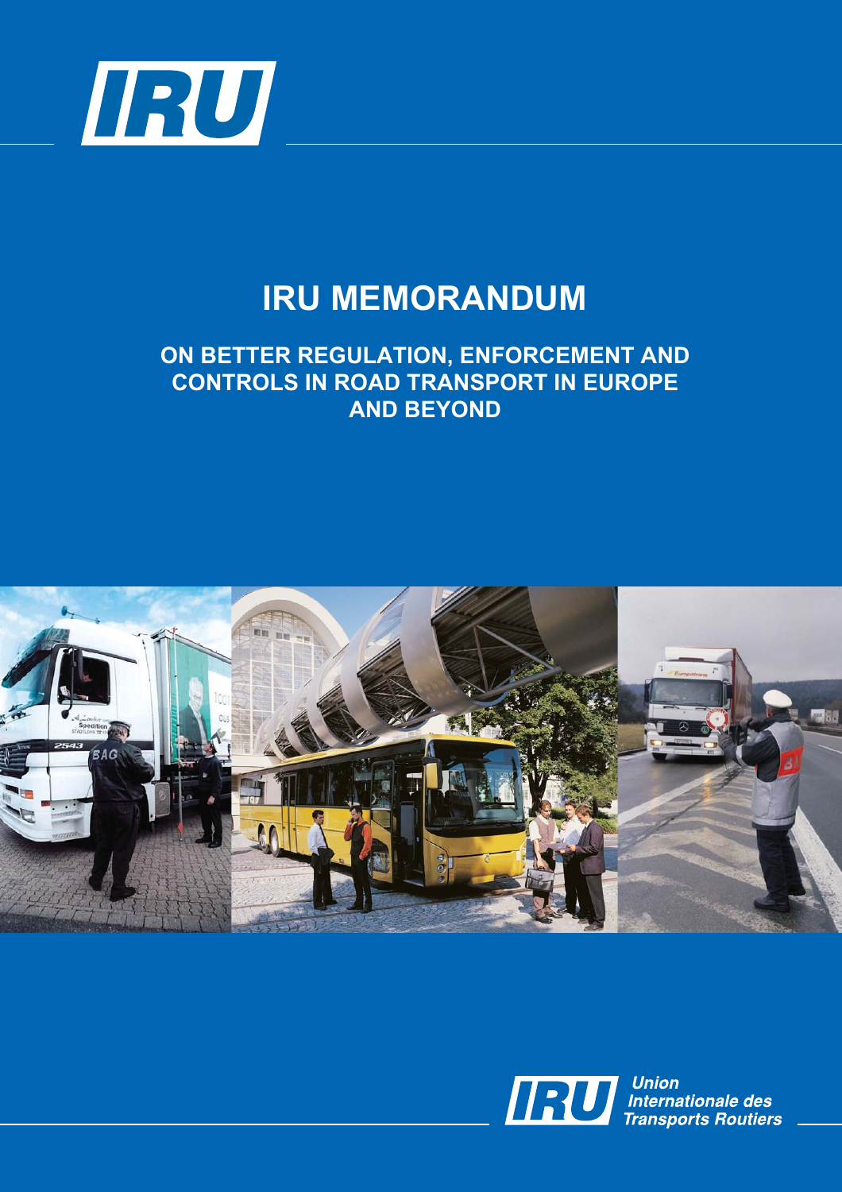# IRU MEMORANDUM

## ON BETTER REGULATION, ENFORCEMENT AND CONTROLS IN ROAD TRANSPORT IN EUROPE AND BEYOND

Union Internationale des Transports Routiers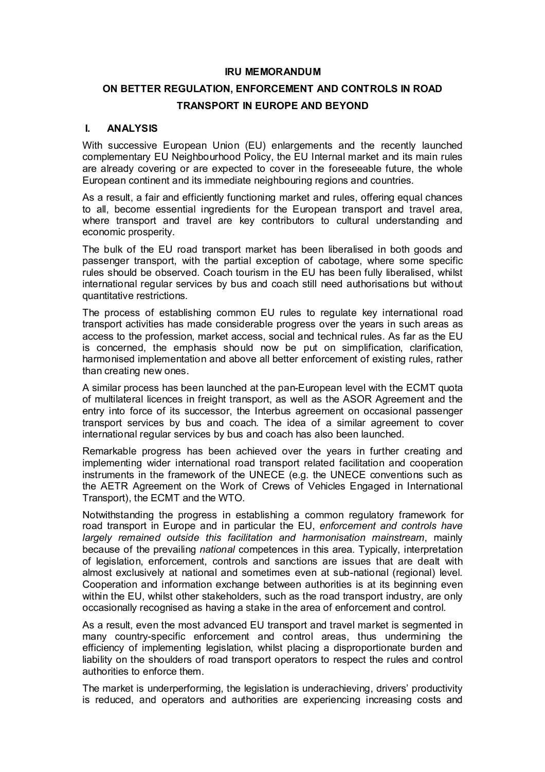**IRU MEMORANDUM**

**ON BETTER REGULATION, ENFORCEMENT AND CONTROLS IN ROAD TRANSPORT IN EUROPE AND BEYOND**

## I. ANALYSIS

With successive European Union (EU) enlargements and the recently launched complementary EU Neighbourhood Policy, the EU Internal market and its main rules are already covering or are expected to cover in the foreseeable future, the whole European continent and its immediate neighbouring regions and countries.

As a result, a fair and efficiently functioning market and rules, offering equal chances to all, become essential ingredients for the European transport and travel area, where transport and travel are key contributors to cultural understanding and economic prosperity.

The bulk of the EU road transport market has been liberalised in both goods and passenger transport, with the partial exception of cabotage, where some specific rules should be observed. Coach tourism in the EU has been fully liberalised, whilst international regular services by bus and coach still need authorisations but without quantitative restrictions.

The process of establishing common EU rules to regulate key international road transport activities has made considerable progress over the years in such areas as access to the profession, market access, social and technical rules. As far as the EU is concerned, the emphasis should now be put on simplification, clarification, harmonised implementation and above all better enforcement of existing rules, rather than creating new ones.

A similar process has been launched at the pan-European level with the ECMT quota of multilateral licences in freight transport, as well as the ASOR Agreement and the entry into force of its successor, the Interbus agreement on occasional passenger transport services by bus and coach. The idea of a similar agreement to cover international regular services by bus and coach has also been launched.

Remarkable progress has been achieved over the years in further creating and implementing wider international road transport related facilitation and cooperation instruments in the framework of the UNECE (e.g. the UNECE conventions such as the AETR Agreement on the Work of Crews of Vehicles Engaged in International Transport), the ECMT and the WTO.

Notwithstanding the progress in establishing a common regulatory framework for road transport in Europe and in particular the EU, *enforcement and controls have largely remained outside this facilitation and harmonisation mainstream*, mainly because of the prevailing *national* competences in this area. Typically, interpretation of legislation, enforcement, controls and sanctions are issues that are dealt with almost exclusively at national and sometimes even at sub-national (regional) level. Cooperation and information exchange between authorities is at its beginning even within the EU, whilst other stakeholders, such as the road transport industry, are only occasionally recognised as having a stake in the area of enforcement and control.

As a result, even the most advanced EU transport and travel market is segmented in many country-specific enforcement and control areas, thus undermining the efficiency of implementing legislation, whilst placing a disproportionate burden and liability on the shoulders of road transport operators to respect the rules and control authorities to enforce them.

The market is underperforming, the legislation is underachieving, drivers' productivity is reduced, and operators and authorities are experiencing increasing costs and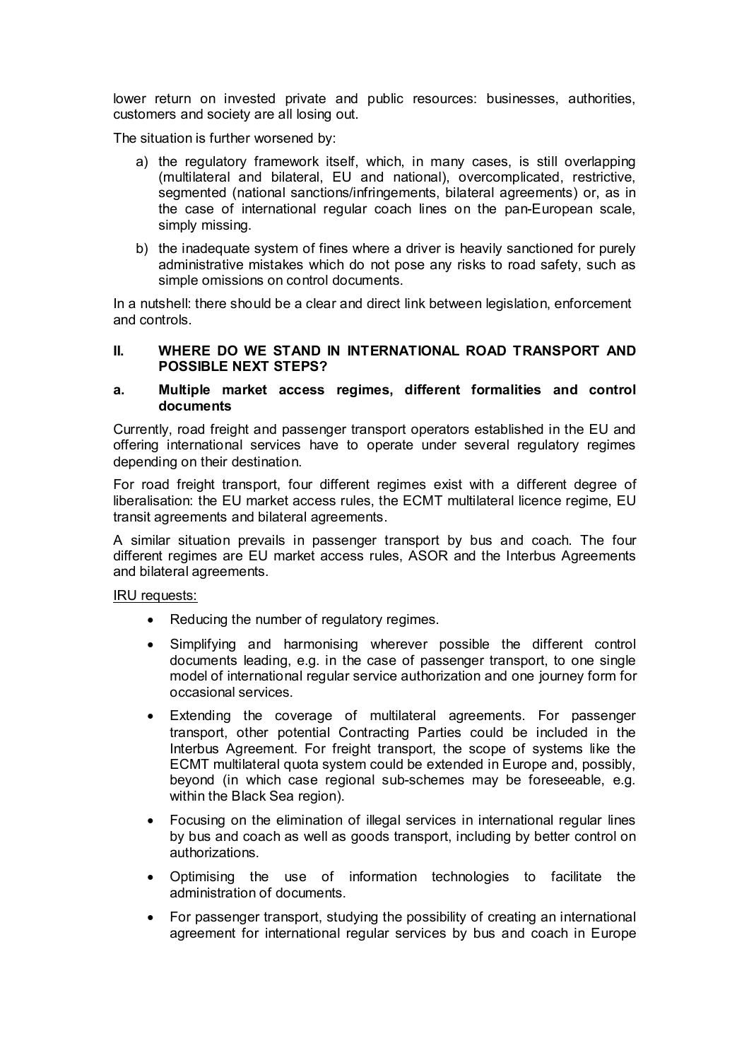lower return on invested private and public resources: businesses, authorities, customers and society are all losing out.

The situation is further worsened by:

a) the regulatory framework itself, which, in many cases, is still overlapping (multilateral and bilateral, EU and national), overcomplicated, restrictive, segmented (national sanctions/infringements, bilateral agreements) or, as in the case of international regular coach lines on the pan-European scale, simply missing.

b) the inadequate system of fines where a driver is heavily sanctioned for purely administrative mistakes which do not pose any risks to road safety, such as simple omissions on control documents.

In a nutshell: there should be a clear and direct link between legislation, enforcement and controls.

## II. WHERE DO WE STAND IN INTERNATIONAL ROAD TRANSPORT AND POSSIBLE NEXT STEPS?

### a. Multiple market access regimes, different formalities and control documents

Currently, road freight and passenger transport operators established in the EU and offering international services have to operate under several regulatory regimes depending on their destination.

For road freight transport, four different regimes exist with a different degree of liberalisation: the EU market access rules, the ECMT multilateral licence regime, EU transit agreements and bilateral agreements.

A similar situation prevails in passenger transport by bus and coach. The four different regimes are EU market access rules, ASOR and the Interbus Agreements and bilateral agreements.

IRU requests:

- Reducing the number of regulatory regimes.
- Simplifying and harmonising wherever possible the different control documents leading, e.g. in the case of passenger transport, to one single model of international regular service authorization and one journey form for occasional services.
- Extending the coverage of multilateral agreements. For passenger transport, other potential Contracting Parties could be included in the Interbus Agreement. For freight transport, the scope of systems like the ECMT multilateral quota system could be extended in Europe and, possibly, beyond (in which case regional sub-schemes may be foreseeable, e.g. within the Black Sea region).
- Focusing on the elimination of illegal services in international regular lines by bus and coach as well as goods transport, including by better control on authorizations.
- Optimising the use of information technologies to facilitate the administration of documents.
- For passenger transport, studying the possibility of creating an international agreement for international regular services by bus and coach in Europe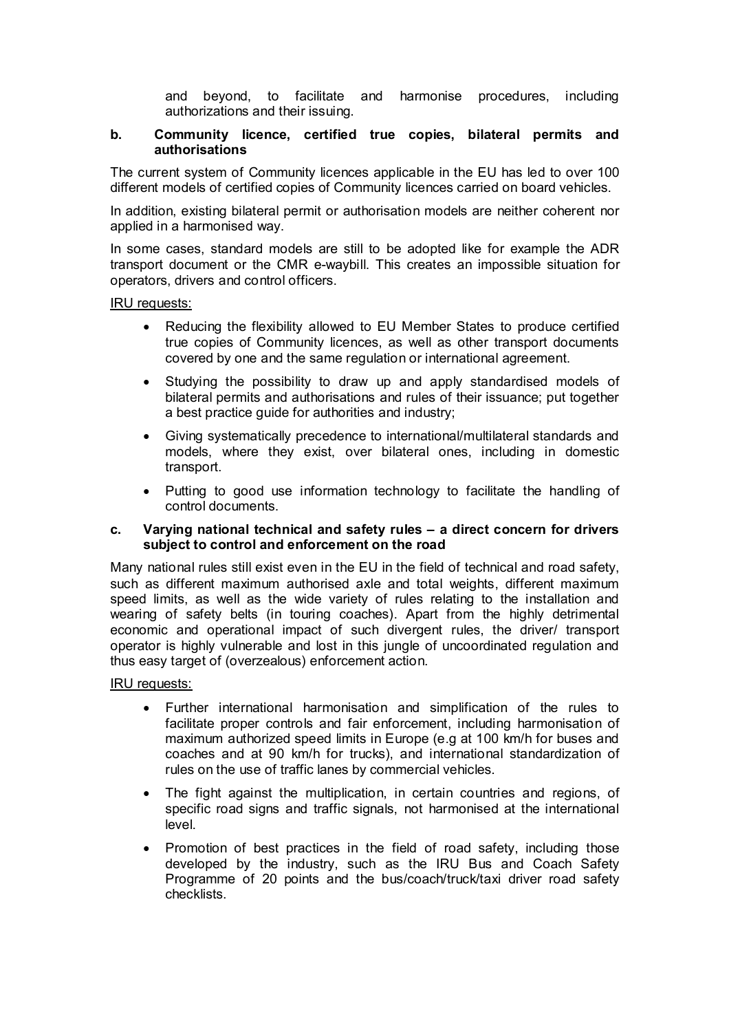and beyond, to facilitate and harmonise procedures, including authorizations and their issuing.

### b. Community licence, certified true copies, bilateral permits and authorisations

The current system of Community licences applicable in the EU has led to over 100 different models of certified copies of Community licences carried on board vehicles.

In addition, existing bilateral permit or authorisation models are neither coherent nor applied in a harmonised way.

In some cases, standard models are still to be adopted like for example the ADR transport document or the CMR e-waybill. This creates an impossible situation for operators, drivers and control officers.

IRU requests:

- Reducing the flexibility allowed to EU Member States to produce certified true copies of Community licences, as well as other transport documents covered by one and the same regulation or international agreement.
- Studying the possibility to draw up and apply standardised models of bilateral permits and authorisations and rules of their issuance; put together a best practice guide for authorities and industry;
- Giving systematically precedence to international/multilateral standards and models, where they exist, over bilateral ones, including in domestic transport.
- Putting to good use information technology to facilitate the handling of control documents.

### c. Varying national technical and safety rules – a direct concern for drivers subject to control and enforcement on the road

Many national rules still exist even in the EU in the field of technical and road safety, such as different maximum authorised axle and total weights, different maximum speed limits, as well as the wide variety of rules relating to the installation and wearing of safety belts (in touring coaches). Apart from the highly detrimental economic and operational impact of such divergent rules, the driver/ transport operator is highly vulnerable and lost in this jungle of uncoordinated regulation and thus easy target of (overzealous) enforcement action.

IRU requests:

- Further international harmonisation and simplification of the rules to facilitate proper controls and fair enforcement, including harmonisation of maximum authorized speed limits in Europe (e.g at 100 km/h for buses and coaches and at 90 km/h for trucks), and international standardization of rules on the use of traffic lanes by commercial vehicles.
- The fight against the multiplication, in certain countries and regions, of specific road signs and traffic signals, not harmonised at the international level.
- Promotion of best practices in the field of road safety, including those developed by the industry, such as the IRU Bus and Coach Safety Programme of 20 points and the bus/coach/truck/taxi driver road safety checklists.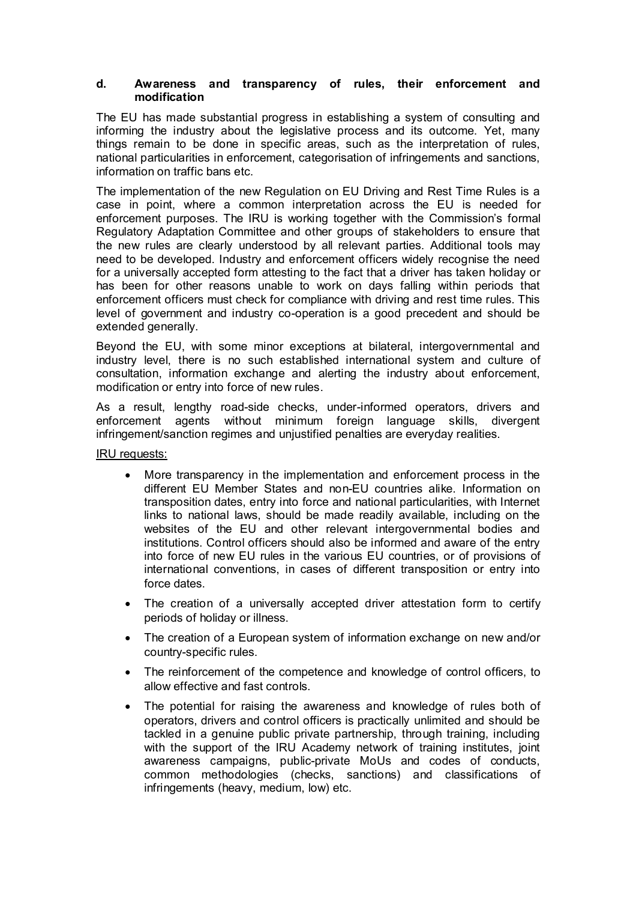### d. Awareness and transparency of rules, their enforcement and modification

The EU has made substantial progress in establishing a system of consulting and informing the industry about the legislative process and its outcome. Yet, many things remain to be done in specific areas, such as the interpretation of rules, national particularities in enforcement, categorisation of infringements and sanctions, information on traffic bans etc.

The implementation of the new Regulation on EU Driving and Rest Time Rules is a case in point, where a common interpretation across the EU is needed for enforcement purposes. The IRU is working together with the Commission's formal Regulatory Adaptation Committee and other groups of stakeholders to ensure that the new rules are clearly understood by all relevant parties. Additional tools may need to be developed. Industry and enforcement officers widely recognise the need for a universally accepted form attesting to the fact that a driver has taken holiday or has been for other reasons unable to work on days falling within periods that enforcement officers must check for compliance with driving and rest time rules. This level of government and industry co-operation is a good precedent and should be extended generally.

Beyond the EU, with some minor exceptions at bilateral, intergovernmental and industry level, there is no such established international system and culture of consultation, information exchange and alerting the industry about enforcement, modification or entry into force of new rules.

As a result, lengthy road-side checks, under-informed operators, drivers and enforcement agents without minimum foreign language skills, divergent infringement/sanction regimes and unjustified penalties are everyday realities.

<u>IRU requests:</u>

- More transparency in the implementation and enforcement process in the different EU Member States and non-EU countries alike. Information on transposition dates, entry into force and national particularities, with Internet links to national laws, should be made readily available, including on the websites of the EU and other relevant intergovernmental bodies and institutions. Control officers should also be informed and aware of the entry into force of new EU rules in the various EU countries, or of provisions of international conventions, in cases of different transposition or entry into force dates.
- The creation of a universally accepted driver attestation form to certify periods of holiday or illness.
- The creation of a European system of information exchange on new and/or country-specific rules.
- The reinforcement of the competence and knowledge of control officers, to allow effective and fast controls.
- The potential for raising the awareness and knowledge of rules both of operators, drivers and control officers is practically unlimited and should be tackled in a genuine public private partnership, through training, including with the support of the IRU Academy network of training institutes, joint awareness campaigns, public-private MoUs and codes of conducts, common methodologies (checks, sanctions) and classifications of infringements (heavy, medium, low) etc.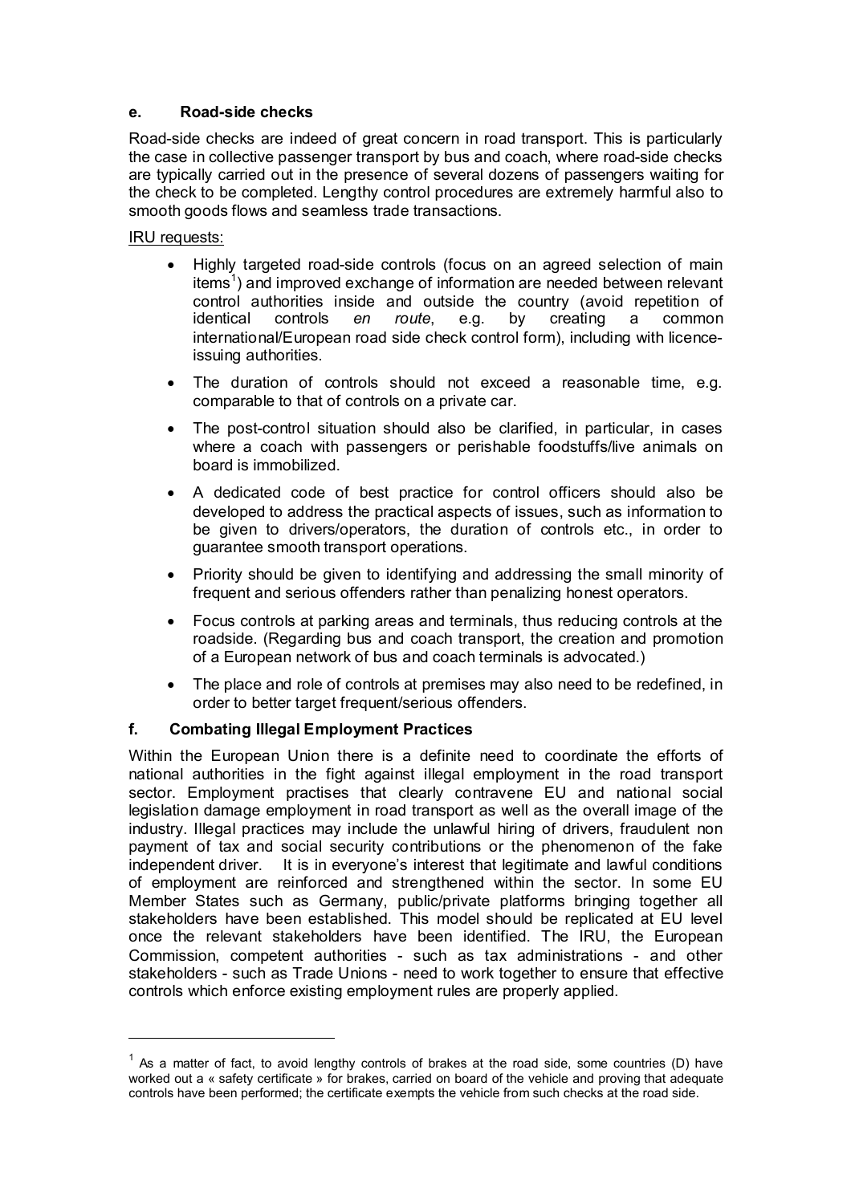#### e. Road-side checks

Road-side checks are indeed of great concern in road transport. This is particularly the case in collective passenger transport by bus and coach, where road-side checks are typically carried out in the presence of several dozens of passengers waiting for the check to be completed. Lengthy control procedures are extremely harmful also to smooth goods flows and seamless trade transactions.

<u>IRU requests:</u>

- Highly targeted road-side controls (focus on an agreed selection of main items[1]) and improved exchange of information are needed between relevant control authorities inside and outside the country (avoid repetition of identical controls *en route*, e.g. by creating a common international/European road side check control form), including with licence-issuing authorities.
- The duration of controls should not exceed a reasonable time, e.g. comparable to that of controls on a private car.
- The post-control situation should also be clarified, in particular, in cases where a coach with passengers or perishable foodstuffs/live animals on board is immobilized.
- A dedicated code of best practice for control officers should also be developed to address the practical aspects of issues, such as information to be given to drivers/operators, the duration of controls etc., in order to guarantee smooth transport operations.
- Priority should be given to identifying and addressing the small minority of frequent and serious offenders rather than penalizing honest operators.
- Focus controls at parking areas and terminals, thus reducing controls at the roadside. (Regarding bus and coach transport, the creation and promotion of a European network of bus and coach terminals is advocated.)
- The place and role of controls at premises may also need to be redefined, in order to better target frequent/serious offenders.

#### f. Combating Illegal Employment Practices

Within the European Union there is a definite need to coordinate the efforts of national authorities in the fight against illegal employment in the road transport sector. Employment practises that clearly contravene EU and national social legislation damage employment in road transport as well as the overall image of the industry. Illegal practices may include the unlawful hiring of drivers, fraudulent non payment of tax and social security contributions or the phenomenon of the fake independent driver. It is in everyone's interest that legitimate and lawful conditions of employment are reinforced and strengthened within the sector. In some EU Member States such as Germany, public/private platforms bringing together all stakeholders have been established. This model should be replicated at EU level once the relevant stakeholders have been identified. The IRU, the European Commission, competent authorities - such as tax administrations - and other stakeholders - such as Trade Unions - need to work together to ensure that effective controls which enforce existing employment rules are properly applied.

---

[1] As a matter of fact, to avoid lengthy controls of brakes at the road side, some countries (D) have worked out a « safety certificate » for brakes, carried on board of the vehicle and proving that adequate controls have been performed; the certificate exempts the vehicle from such checks at the road side.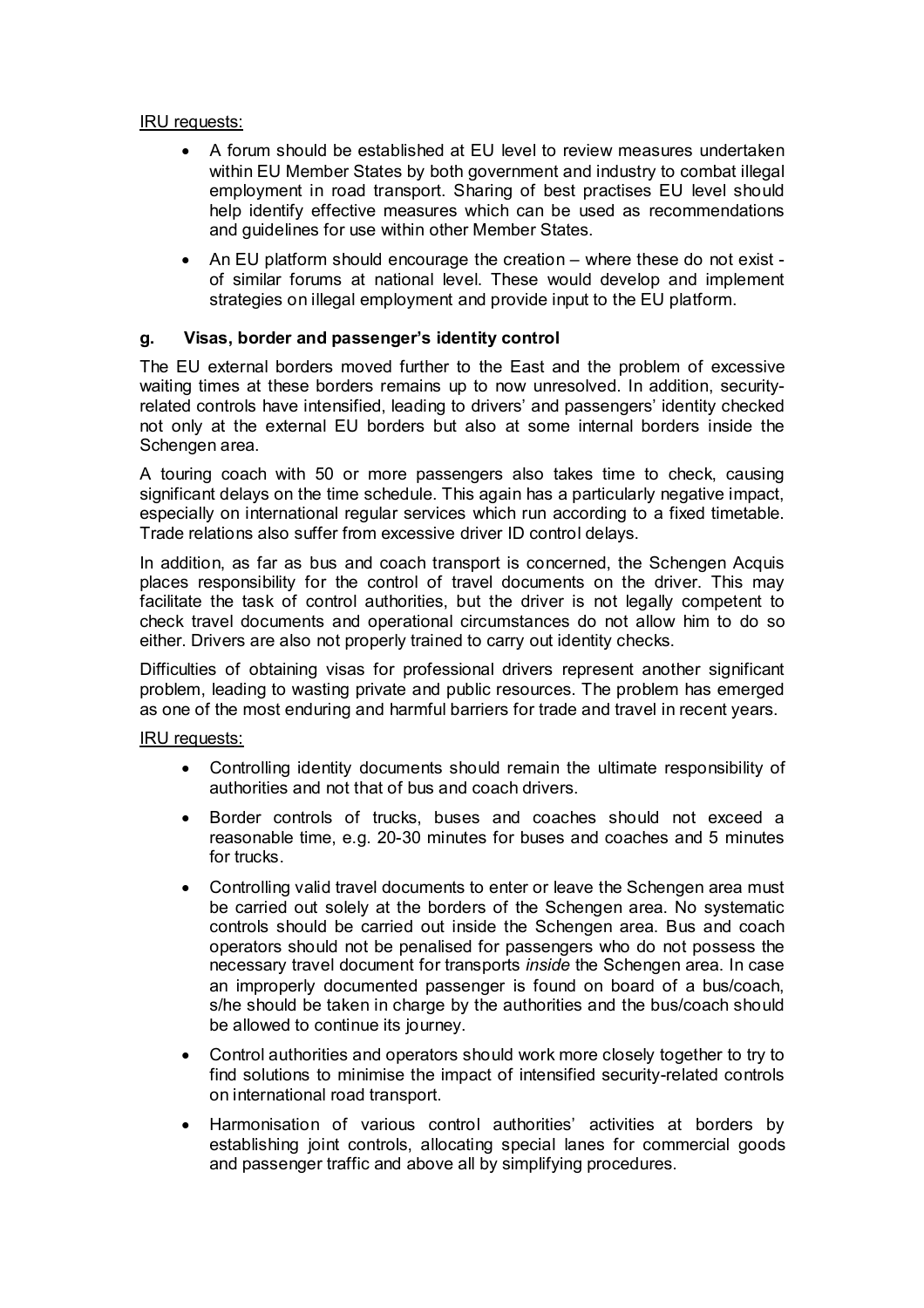IRU requests:

- A forum should be established at EU level to review measures undertaken within EU Member States by both government and industry to combat illegal employment in road transport. Sharing of best practises EU level should help identify effective measures which can be used as recommendations and guidelines for use within other Member States.
- An EU platform should encourage the creation – where these do not exist - of similar forums at national level. These would develop and implement strategies on illegal employment and provide input to the EU platform.

### g. Visas, border and passenger's identity control

The EU external borders moved further to the East and the problem of excessive waiting times at these borders remains up to now unresolved. In addition, security-related controls have intensified, leading to drivers' and passengers' identity checked not only at the external EU borders but also at some internal borders inside the Schengen area.

A touring coach with 50 or more passengers also takes time to check, causing significant delays on the time schedule. This again has a particularly negative impact, especially on international regular services which run according to a fixed timetable. Trade relations also suffer from excessive driver ID control delays.

In addition, as far as bus and coach transport is concerned, the Schengen Acquis places responsibility for the control of travel documents on the driver. This may facilitate the task of control authorities, but the driver is not legally competent to check travel documents and operational circumstances do not allow him to do so either. Drivers are also not properly trained to carry out identity checks.

Difficulties of obtaining visas for professional drivers represent another significant problem, leading to wasting private and public resources. The problem has emerged as one of the most enduring and harmful barriers for trade and travel in recent years.

IRU requests:

- Controlling identity documents should remain the ultimate responsibility of authorities and not that of bus and coach drivers.
- Border controls of trucks, buses and coaches should not exceed a reasonable time, e.g. 20-30 minutes for buses and coaches and 5 minutes for trucks.
- Controlling valid travel documents to enter or leave the Schengen area must be carried out solely at the borders of the Schengen area. No systematic controls should be carried out inside the Schengen area. Bus and coach operators should not be penalised for passengers who do not possess the necessary travel document for transports *inside* the Schengen area. In case an improperly documented passenger is found on board of a bus/coach, s/he should be taken in charge by the authorities and the bus/coach should be allowed to continue its journey.
- Control authorities and operators should work more closely together to try to find solutions to minimise the impact of intensified security-related controls on international road transport.
- Harmonisation of various control authorities' activities at borders by establishing joint controls, allocating special lanes for commercial goods and passenger traffic and above all by simplifying procedures.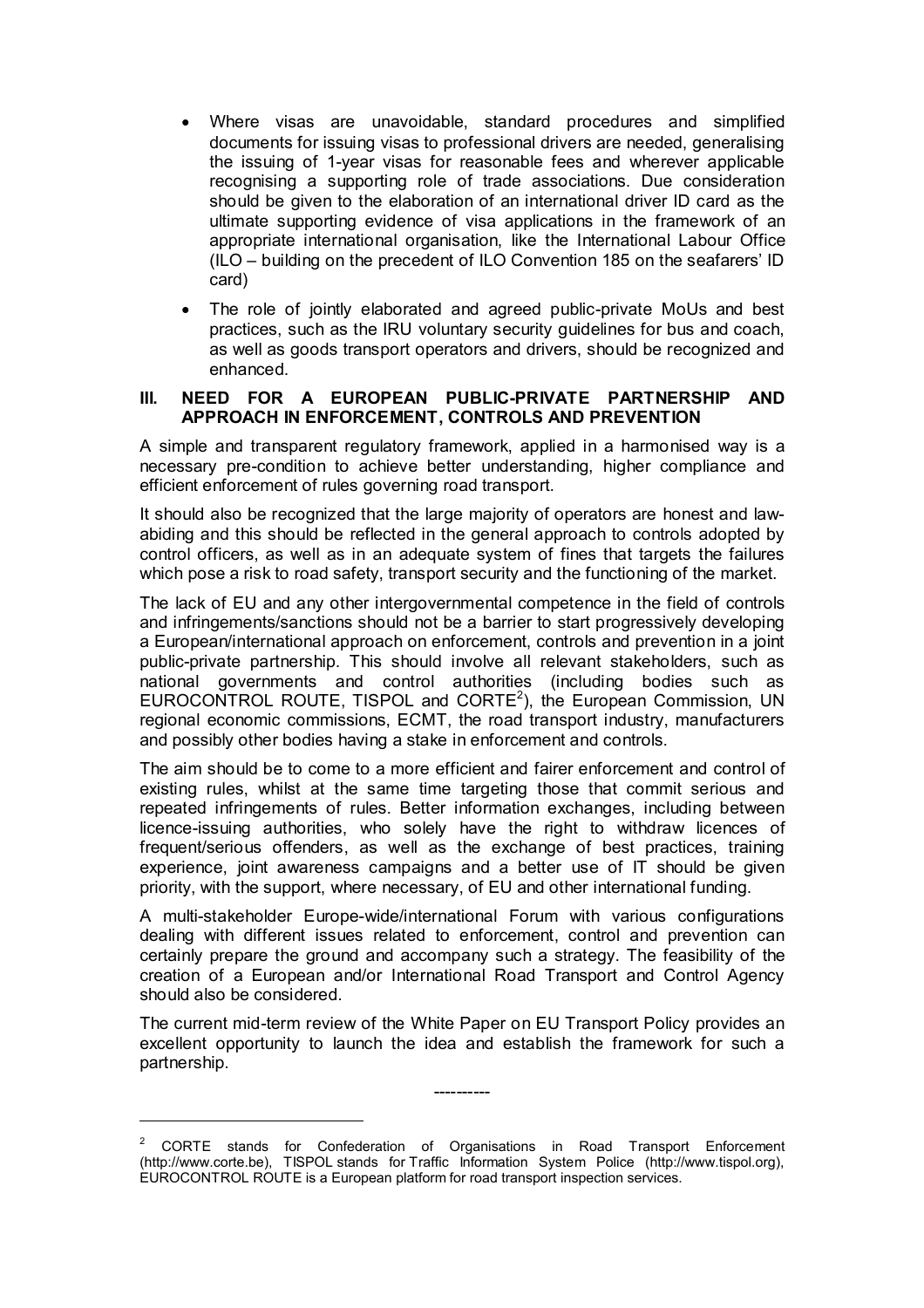- Where visas are unavoidable, standard procedures and simplified documents for issuing visas to professional drivers are needed, generalising the issuing of 1-year visas for reasonable fees and wherever applicable recognising a supporting role of trade associations. Due consideration should be given to the elaboration of an international driver ID card as the ultimate supporting evidence of visa applications in the framework of an appropriate international organisation, like the International Labour Office (ILO – building on the precedent of ILO Convention 185 on the seafarers' ID card)
- The role of jointly elaborated and agreed public-private MoUs and best practices, such as the IRU voluntary security guidelines for bus and coach, as well as goods transport operators and drivers, should be recognized and enhanced.

## III. NEED FOR A EUROPEAN PUBLIC-PRIVATE PARTNERSHIP AND APPROACH IN ENFORCEMENT, CONTROLS AND PREVENTION

A simple and transparent regulatory framework, applied in a harmonised way is a necessary pre-condition to achieve better understanding, higher compliance and efficient enforcement of rules governing road transport.

It should also be recognized that the large majority of operators are honest and law-abiding and this should be reflected in the general approach to controls adopted by control officers, as well as in an adequate system of fines that targets the failures which pose a risk to road safety, transport security and the functioning of the market.

The lack of EU and any other intergovernmental competence in the field of controls and infringements/sanctions should not be a barrier to start progressively developing a European/international approach on enforcement, controls and prevention in a joint public-private partnership. This should involve all relevant stakeholders, such as national governments and control authorities (including bodies such as EUROCONTROL ROUTE, TISPOL and CORTE[2]), the European Commission, UN regional economic commissions, ECMT, the road transport industry, manufacturers and possibly other bodies having a stake in enforcement and controls.

The aim should be to come to a more efficient and fairer enforcement and control of existing rules, whilst at the same time targeting those that commit serious and repeated infringements of rules. Better information exchanges, including between licence-issuing authorities, who solely have the right to withdraw licences of frequent/serious offenders, as well as the exchange of best practices, training experience, joint awareness campaigns and a better use of IT should be given priority, with the support, where necessary, of EU and other international funding.

A multi-stakeholder Europe-wide/international Forum with various configurations dealing with different issues related to enforcement, control and prevention can certainly prepare the ground and accompany such a strategy. The feasibility of the creation of a European and/or International Road Transport and Control Agency should also be considered.

The current mid-term review of the White Paper on EU Transport Policy provides an excellent opportunity to launch the idea and establish the framework for such a partnership.

----------

[2] CORTE stands for Confederation of Organisations in Road Transport Enforcement (http://www.corte.be), TISPOL stands for Traffic Information System Police (http://www.tispol.org), EUROCONTROL ROUTE is a European platform for road transport inspection services.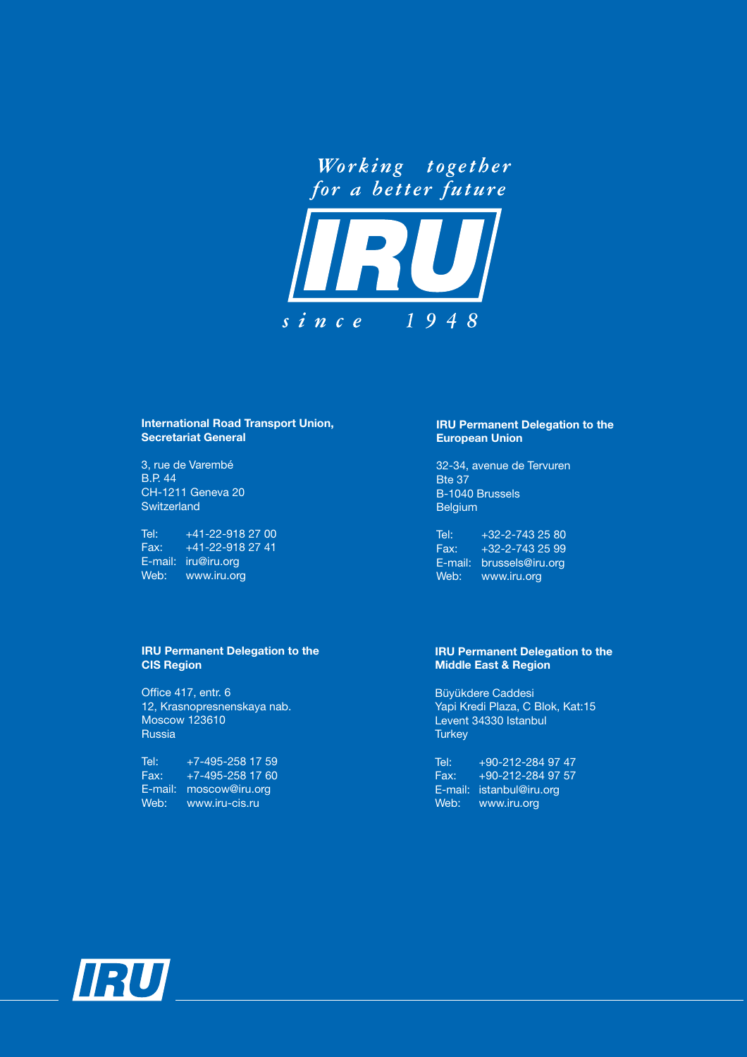*Working together*
*for a better future*

**IRU**

*since 1948*

**International Road Transport Union,**
**Secretariat General**

3, rue de Varembé
B.P. 44
CH-1211 Geneva 20
Switzerland

Tel: +41-22-918 27 00
Fax: +41-22-918 27 41
E-mail: iru@iru.org
Web: www.iru.org

**IRU Permanent Delegation to the**
**European Union**

32-34, avenue de Tervuren
Bte 37
B-1040 Brussels
Belgium

Tel: +32-2-743 25 80
Fax: +32-2-743 25 99
E-mail: brussels@iru.org
Web: www.iru.org

**IRU Permanent Delegation to the**
**CIS Region**

Office 417, entr. 6
12, Krasnopresnenskaya nab.
Moscow 123610
Russia

Tel: +7-495-258 17 59
Fax: +7-495-258 17 60
E-mail: moscow@iru.org
Web: www.iru-cis.ru

**IRU Permanent Delegation to the**
**Middle East & Region**

Büyükdere Caddesi
Yapi Kredi Plaza, C Blok, Kat:15
Levent 34330 Istanbul
Turkey

Tel: +90-212-284 97 47
Fax: +90-212-284 97 57
E-mail: istanbul@iru.org
Web: www.iru.org